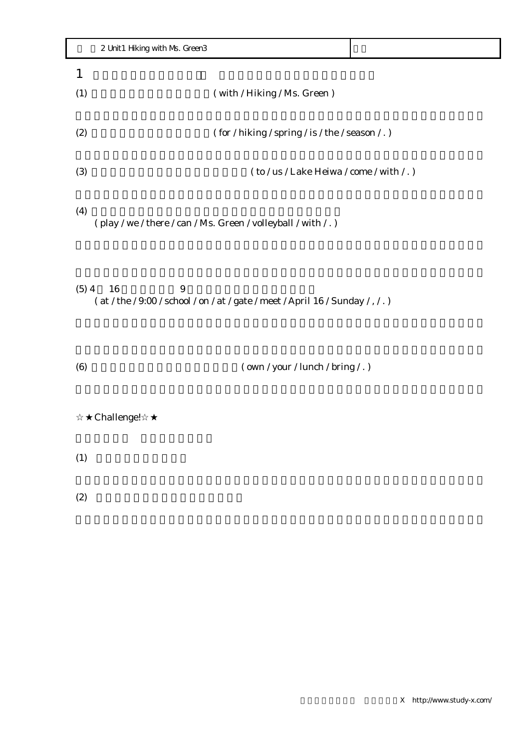| 2 Unit1 Hiking with Ms. Green3 | |
| --- | --- |

1

(1) ( with / Hiking / Ms. Green )

(2) ( for / hiking / spring / is / the / season / . )

(3) ( to / us / Lake Heiwa / come / with / . )

(4) ( play / we / there / can / Ms. Green / volleyball / with / . )

(5) 4 16 9 ( at / the / 9:00 / school / on / at / gate / meet / April 16 / Sunday / , / . )

(6) ( own / your / lunch / bring / . )

☆★Challenge!☆★

(1)

(2)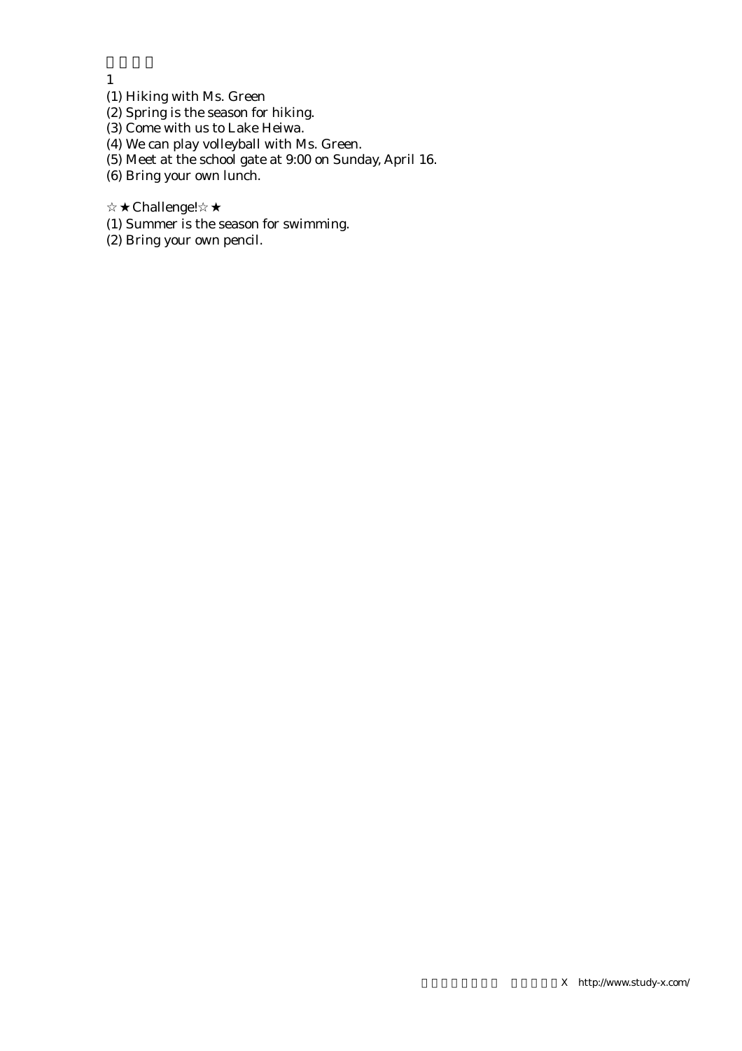1

(1) Hiking with Ms. Green
(2) Spring is the season for hiking.
(3) Come with us to Lake Heiwa.
(4) We can play volleyball with Ms. Green.
(5) Meet at the school gate at 9:00 on Sunday, April 16.
(6) Bring your own lunch.

☆★Challenge!☆★

(1) Summer is the season for swimming.
(2) Bring your own pencil.